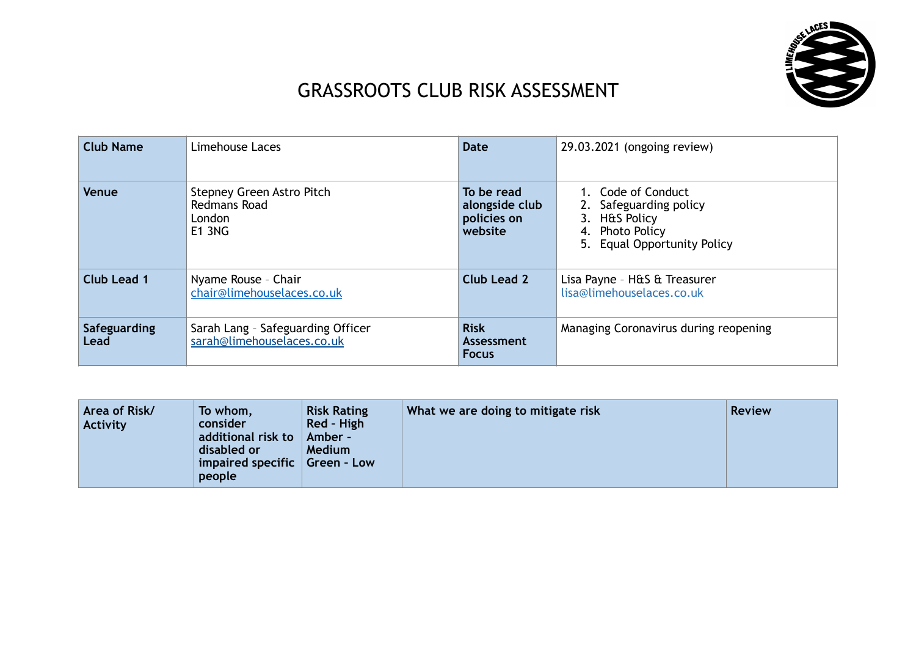# GRASSROOTS CLUB RISK ASSESSMENT

| Club Name | Limehouse Laces | Date | 29.03.2021 (ongoing review) |
|---|---|---|---|
| Venue | Stepney Green Astro Pitch<br>Redmans Road<br>London<br>E1 3NG | To be read alongside club policies on website | 1. Code of Conduct<br>2. Safeguarding policy<br>3. H&S Policy<br>4. Photo Policy<br>5. Equal Opportunity Policy |
| Club Lead 1 | Nyame Rouse – Chair<br>chair@limehouselaces.co.uk | Club Lead 2 | Lisa Payne – H&S & Treasurer<br>lisa@limehouselaces.co.uk |
| Safeguarding Lead | Sarah Lang – Safeguarding Officer<br>sarah@limehouselaces.co.uk | Risk Assessment Focus | Managing Coronavirus during reopening |

| Area of Risk/ Activity | To whom, consider additional risk to disabled or impaired specific people | Risk Rating Red - High Amber - Medium Green - Low | What we are doing to mitigate risk | Review |
|---|---|---|---|---|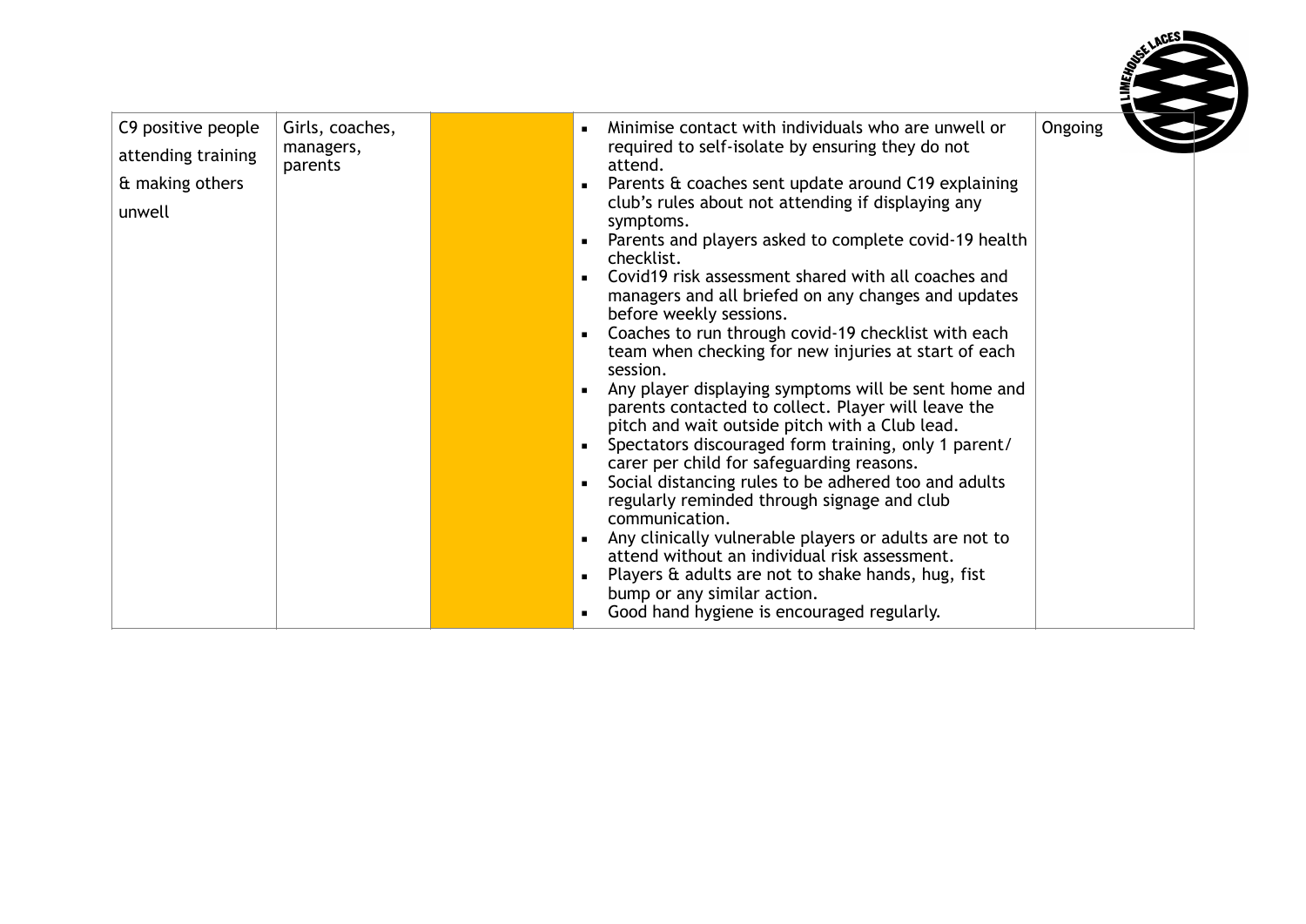| C9 positive people attending training & making others unwell | Girls, coaches, managers, parents | | <ul><li>Minimise contact with individuals who are unwell or required to self-isolate by ensuring they do not attend.</li><li>Parents & coaches sent update around C19 explaining club's rules about not attending if displaying any symptoms.</li><li>Parents and players asked to complete covid-19 health checklist.</li><li>Covid19 risk assessment shared with all coaches and managers and all briefed on any changes and updates before weekly sessions.</li><li>Coaches to run through covid-19 checklist with each team when checking for new injuries at start of each session.</li><li>Any player displaying symptoms will be sent home and parents contacted to collect. Player will leave the pitch and wait outside pitch with a Club lead.</li><li>Spectators discouraged form training, only 1 parent/ carer per child for safeguarding reasons.</li><li>Social distancing rules to be adhered too and adults regularly reminded through signage and club communication.</li><li>Any clinically vulnerable players or adults are not to attend without an individual risk assessment.</li><li>Players & adults are not to shake hands, hug, fist bump or any similar action.</li><li>Good hand hygiene is encouraged regularly.</li></ul> | Ongoing |
|---|---|---|---|---|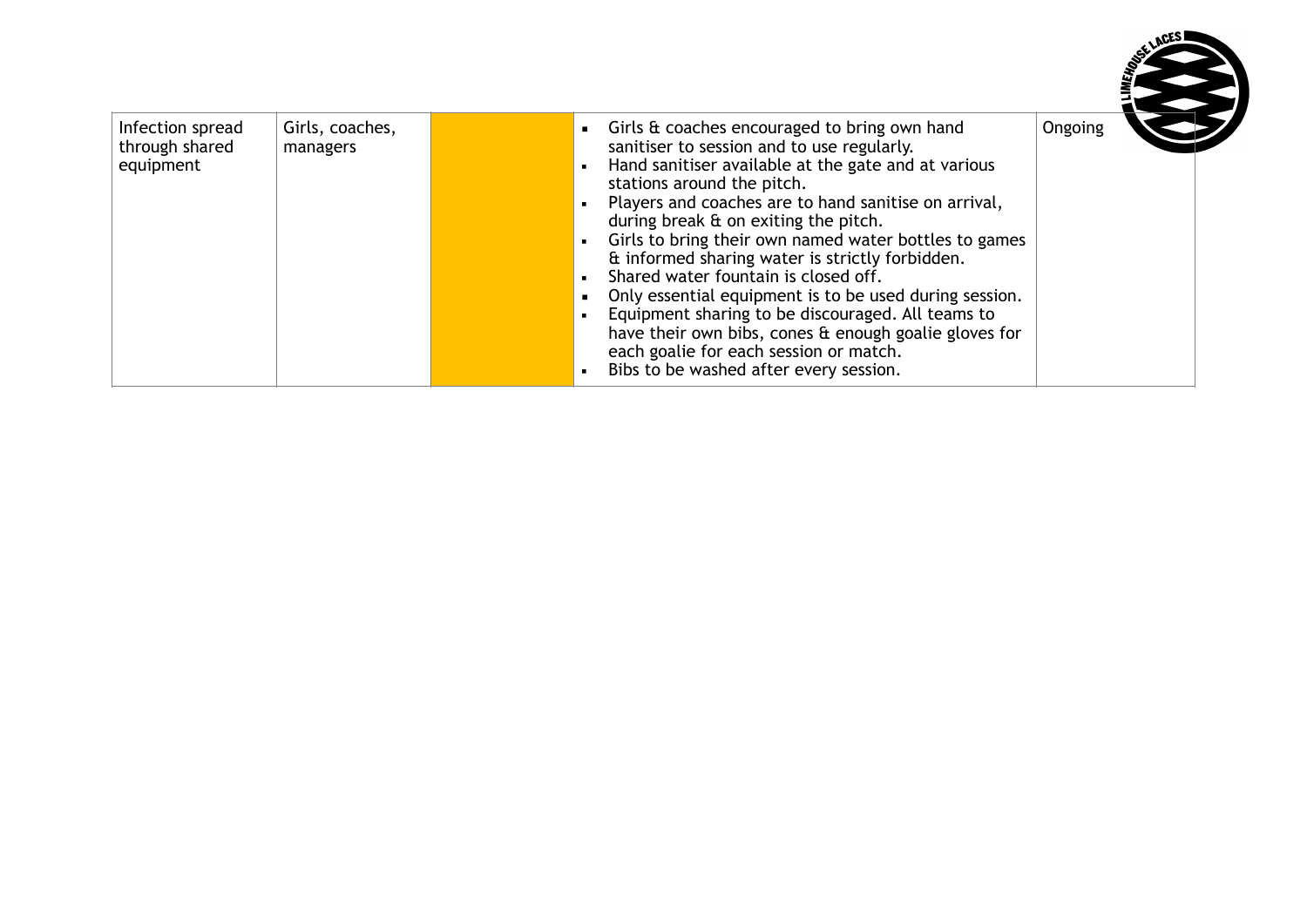| Infection spread through shared equipment | Girls, coaches, managers | | <ul><li>Girls & coaches encouraged to bring own hand sanitiser to session and to use regularly.</li><li>Hand sanitiser available at the gate and at various stations around the pitch.</li><li>Players and coaches are to hand sanitise on arrival, during break & on exiting the pitch.</li><li>Girls to bring their own named water bottles to games & informed sharing water is strictly forbidden.</li><li>Shared water fountain is closed off.</li><li>Only essential equipment is to be used during session.</li><li>Equipment sharing to be discouraged. All teams to have their own bibs, cones & enough goalie gloves for each goalie for each session or match.</li><li>Bibs to be washed after every session.</li></ul> | Ongoing |
|---|---|---|---|---|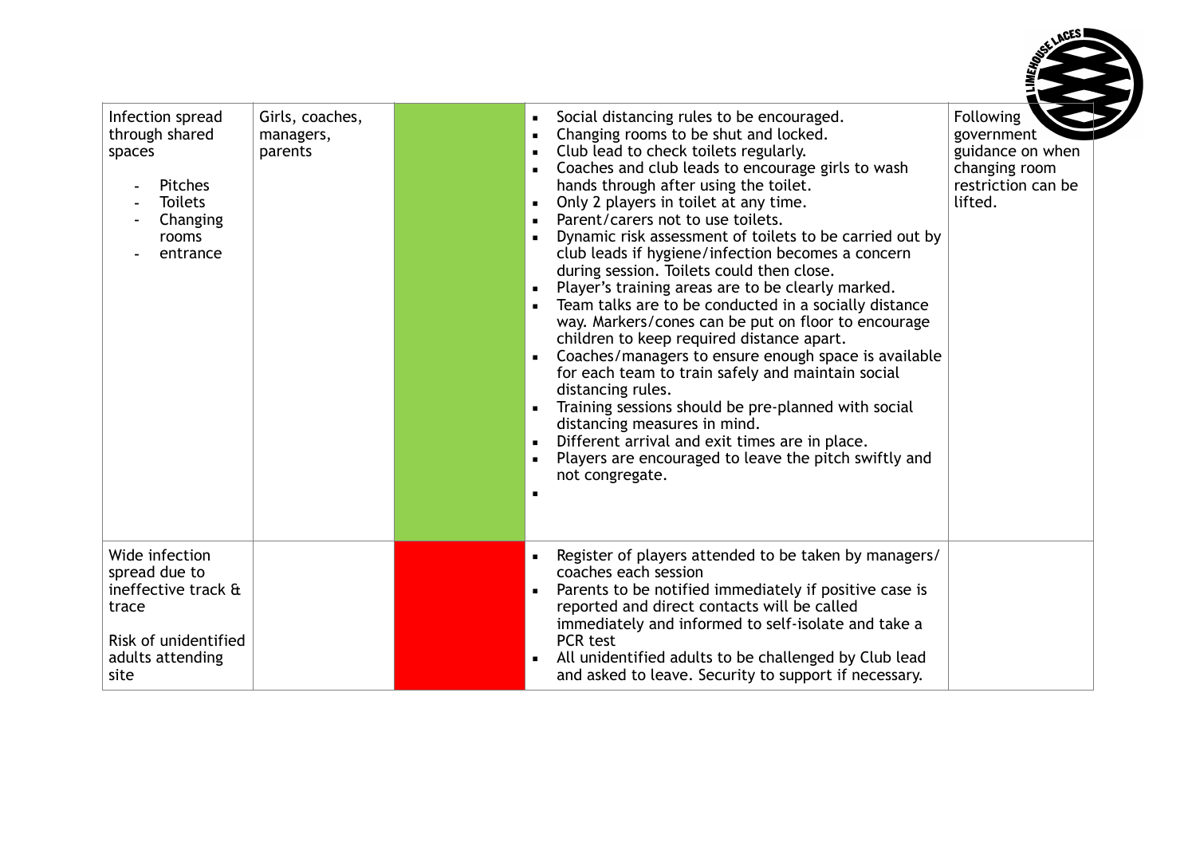| | | | | |
|---|---|---|---|---|
| Infection spread through shared spaces<br>- Pitches<br>- Toilets<br>- Changing rooms<br>- entrance | Girls, coaches, managers, parents | | ▪ Social distancing rules to be encouraged.<br>▪ Changing rooms to be shut and locked.<br>▪ Club lead to check toilets regularly.<br>▪ Coaches and club leads to encourage girls to wash hands through after using the toilet.<br>▪ Only 2 players in toilet at any time.<br>▪ Parent/carers not to use toilets.<br>▪ Dynamic risk assessment of toilets to be carried out by club leads if hygiene/infection becomes a concern during session. Toilets could then close.<br>▪ Player's training areas are to be clearly marked.<br>▪ Team talks are to be conducted in a socially distance way. Markers/cones can be put on floor to encourage children to keep required distance apart.<br>▪ Coaches/managers to ensure enough space is available for each team to train safely and maintain social distancing rules.<br>▪ Training sessions should be pre-planned with social distancing measures in mind.<br>▪ Different arrival and exit times are in place.<br>▪ Players are encouraged to leave the pitch swiftly and not congregate.<br>▪ | Following government guidance on when changing room restriction can be lifted. |
| Wide infection spread due to ineffective track & trace<br><br>Risk of unidentified adults attending site | | | ▪ Register of players attended to be taken by managers/ coaches each session<br>▪ Parents to be notified immediately if positive case is reported and direct contacts will be called immediately and informed to self-isolate and take a PCR test<br>▪ All unidentified adults to be challenged by Club lead and asked to leave. Security to support if necessary. | |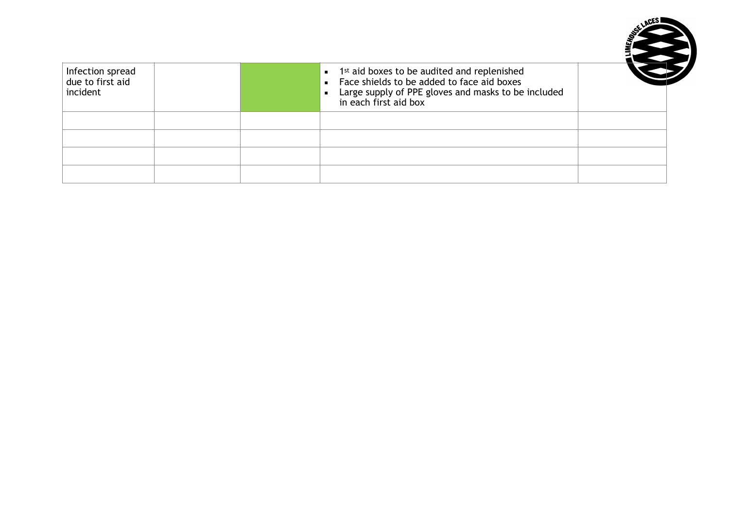| | | | | |
|---|---|---|---|---|
| Infection spread due to first aid incident | | | • 1st aid boxes to be audited and replenished<br>• Face shields to be added to face aid boxes<br>• Large supply of PPE gloves and masks to be included in each first aid box | |
| | | | | |
| | | | | |
| | | | | |
| | | | | |